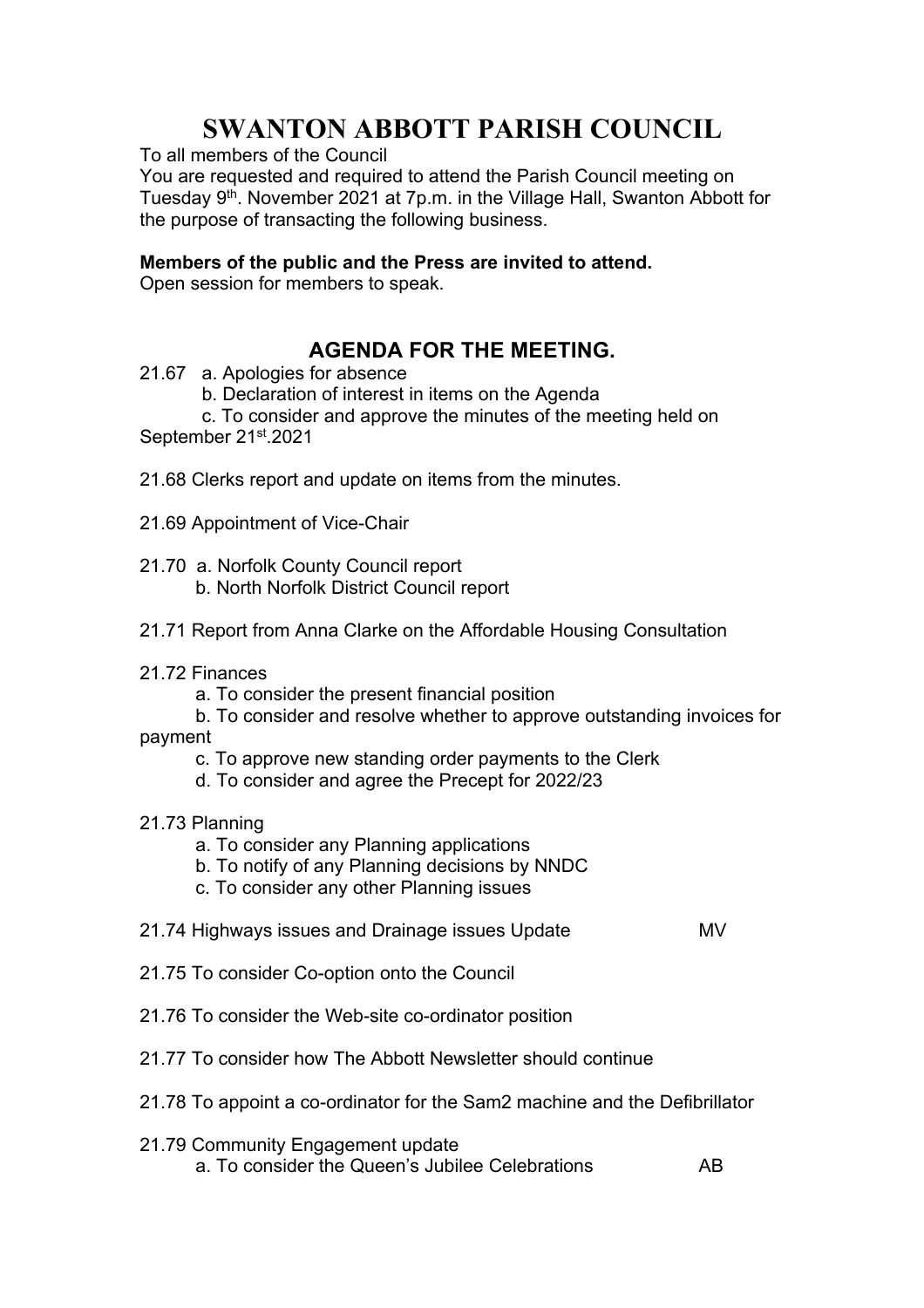# SWANTON ABBOTT PARISH COUNCIL

To all members of the Council

You are requested and required to attend the Parish Council meeting on Tuesday 9th. November 2021 at 7p.m. in the Village Hall, Swanton Abbott for the purpose of transacting the following business.

**Members of the public and the Press are invited to attend.**

Open session for members to speak.

## AGENDA FOR THE MEETING.

21.67 a. Apologies for absence
- b. Declaration of interest in items on the Agenda
- c. To consider and approve the minutes of the meeting held on September 21st.2021

21.68 Clerks report and update on items from the minutes.

21.69 Appointment of Vice-Chair

21.70 a. Norfolk County Council report
- b. North Norfolk District Council report

21.71 Report from Anna Clarke on the Affordable Housing Consultation

21.72 Finances
- a. To consider the present financial position
- b. To consider and resolve whether to approve outstanding invoices for payment
- c. To approve new standing order payments to the Clerk
- d. To consider and agree the Precept for 2022/23

21.73 Planning
- a. To consider any Planning applications
- b. To notify of any Planning decisions by NNDC
- c. To consider any other Planning issues

21.74 Highways issues and Drainage issues Update MV

21.75 To consider Co-option onto the Council

21.76 To consider the Web-site co-ordinator position

21.77 To consider how The Abbott Newsletter should continue

21.78 To appoint a co-ordinator for the Sam2 machine and the Defibrillator

21.79 Community Engagement update
- a. To consider the Queen's Jubilee Celebrations AB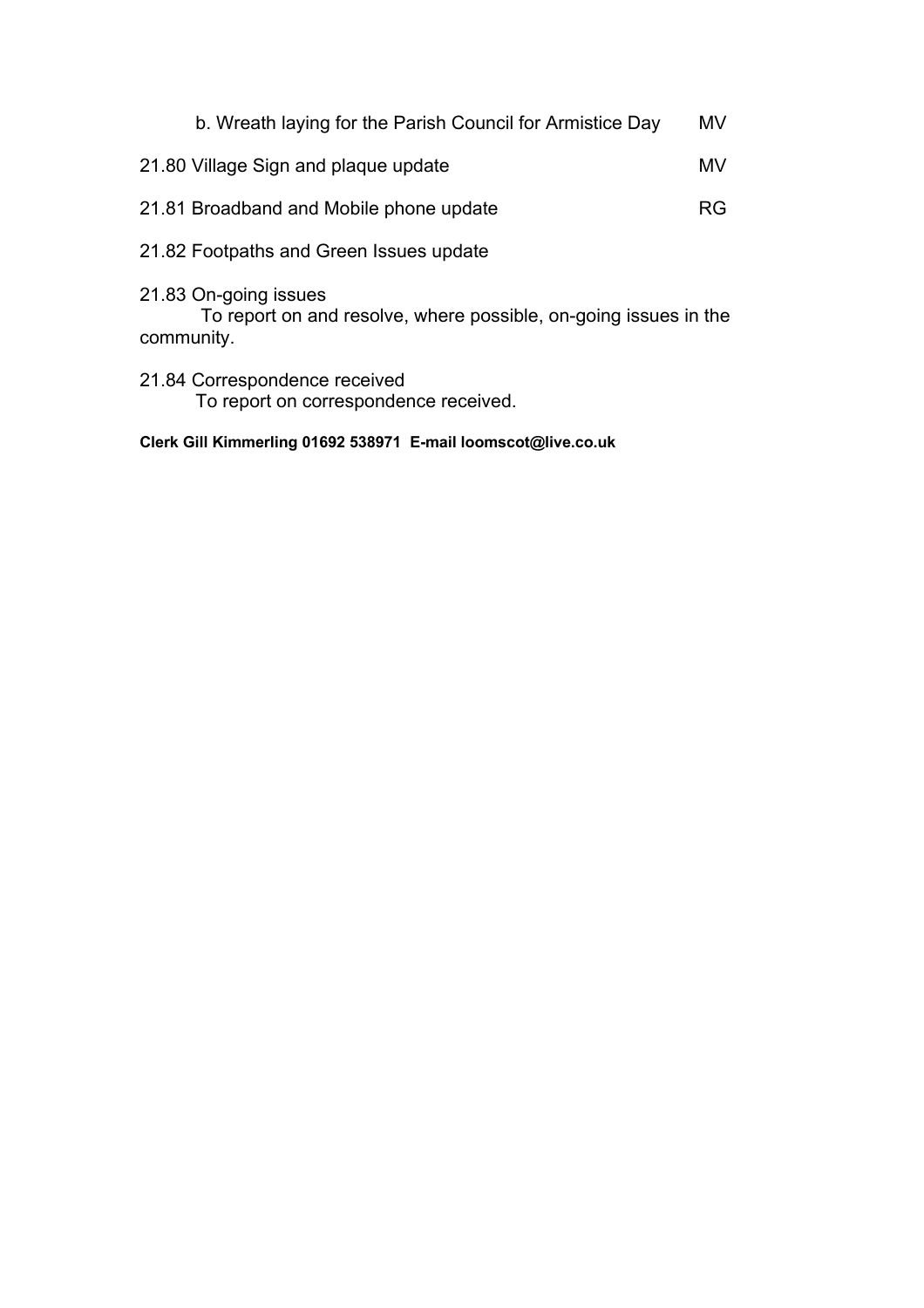b. Wreath laying for the Parish Council for Armistice Day MV

21.80 Village Sign and plaque update MV

21.81 Broadband and Mobile phone update RG

21.82 Footpaths and Green Issues update

21.83 On-going issues
To report on and resolve, where possible, on-going issues in the community.

21.84 Correspondence received
To report on correspondence received.

**Clerk Gill Kimmerling 01692 538971 E-mail loomscot@live.co.uk**